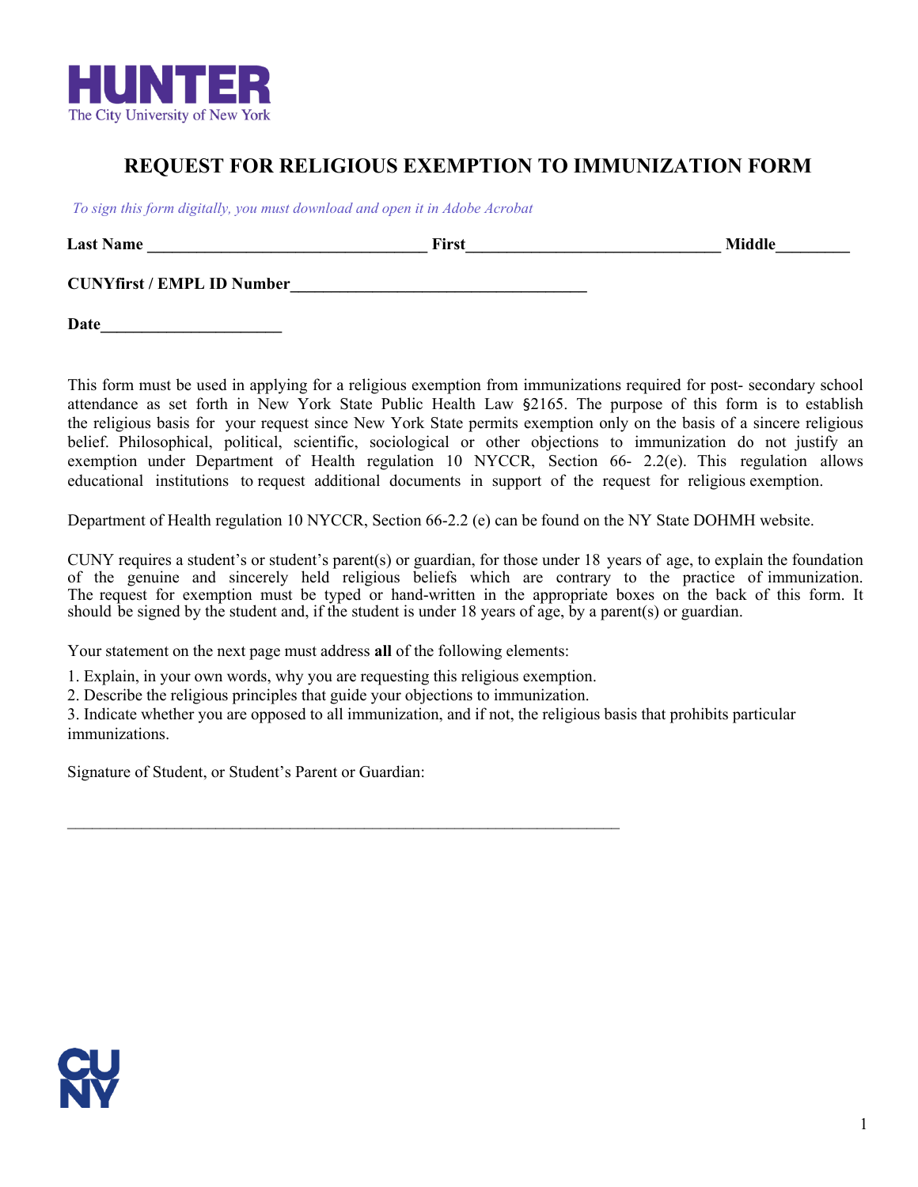**HUNTER**
The City University of New York

# REQUEST FOR RELIGIOUS EXEMPTION TO IMMUNIZATION FORM

*To sign this form digitally, you must download and open it in Adobe Acrobat*

**Last Name** __________________________________ **First**_______________________________ **Middle**_________

**CUNYfirst / EMPL ID Number**____________________________________

**Date**______________________

This form must be used in applying for a religious exemption from immunizations required for post- secondary school attendance as set forth in New York State Public Health Law §2165. The purpose of this form is to establish the religious basis for your request since New York State permits exemption only on the basis of a sincere religious belief. Philosophical, political, scientific, sociological or other objections to immunization do not justify an exemption under Department of Health regulation 10 NYCCR, Section 66- 2.2(e). This regulation allows educational institutions to request additional documents in support of the request for religious exemption.

Department of Health regulation 10 NYCCR, Section 66-2.2 (e) can be found on the NY State DOHMH website.

CUNY requires a student's or student's parent(s) or guardian, for those under 18 years of age, to explain the foundation of the genuine and sincerely held religious beliefs which are contrary to the practice of immunization. The request for exemption must be typed or hand-written in the appropriate boxes on the back of this form. It should be signed by the student and, if the student is under 18 years of age, by a parent(s) or guardian.

Your statement on the next page must address **all** of the following elements:

1. Explain, in your own words, why you are requesting this religious exemption.
2. Describe the religious principles that guide your objections to immunization.
3. Indicate whether you are opposed to all immunization, and if not, the religious basis that prohibits particular immunizations.

Signature of Student, or Student's Parent or Guardian:

______________________________________________________________________

**CUNY**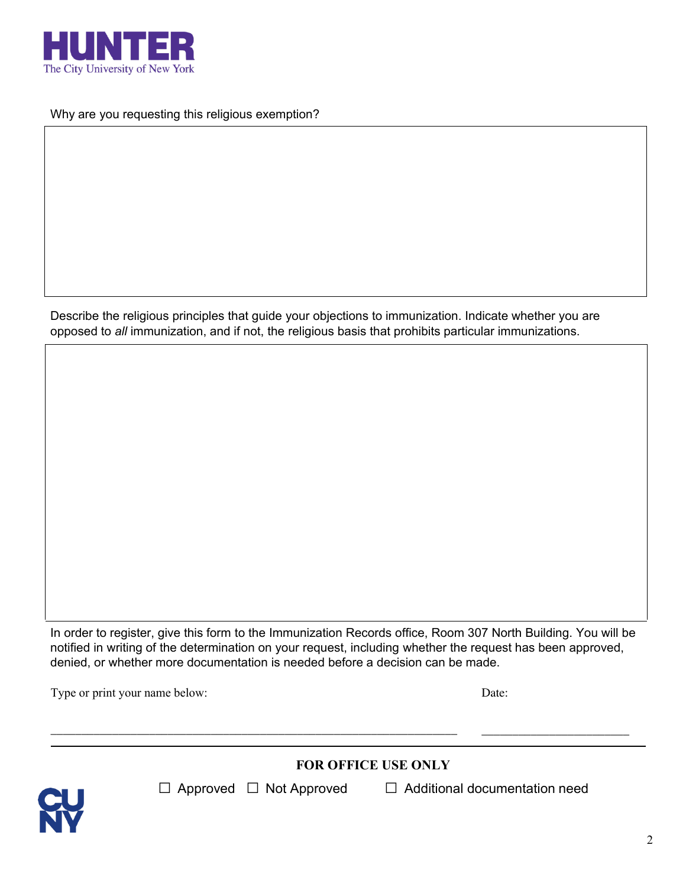HUNTER
The City University of New York

Why are you requesting this religious exemption?

Describe the religious principles that guide your objections to immunization. Indicate whether you are opposed to *all* immunization, and if not, the religious basis that prohibits particular immunizations.

In order to register, give this form to the Immunization Records office, Room 307 North Building. You will be notified in writing of the determination on your request, including whether the request has been approved, denied, or whether more documentation is needed before a decision can be made.

Type or print your name below: \_\_\_\_\_\_\_\_\_\_\_\_\_\_\_\_\_\_\_\_\_\_\_\_\_\_\_\_\_\_\_\_\_\_\_\_\_\_\_\_\_\_\_\_

Date: \_\_\_\_\_\_\_\_\_\_\_\_\_\_\_\_\_\_\_\_

**FOR OFFICE USE ONLY**

CUNY

☐ Approved ☐ Not Approved ☐ Additional documentation need